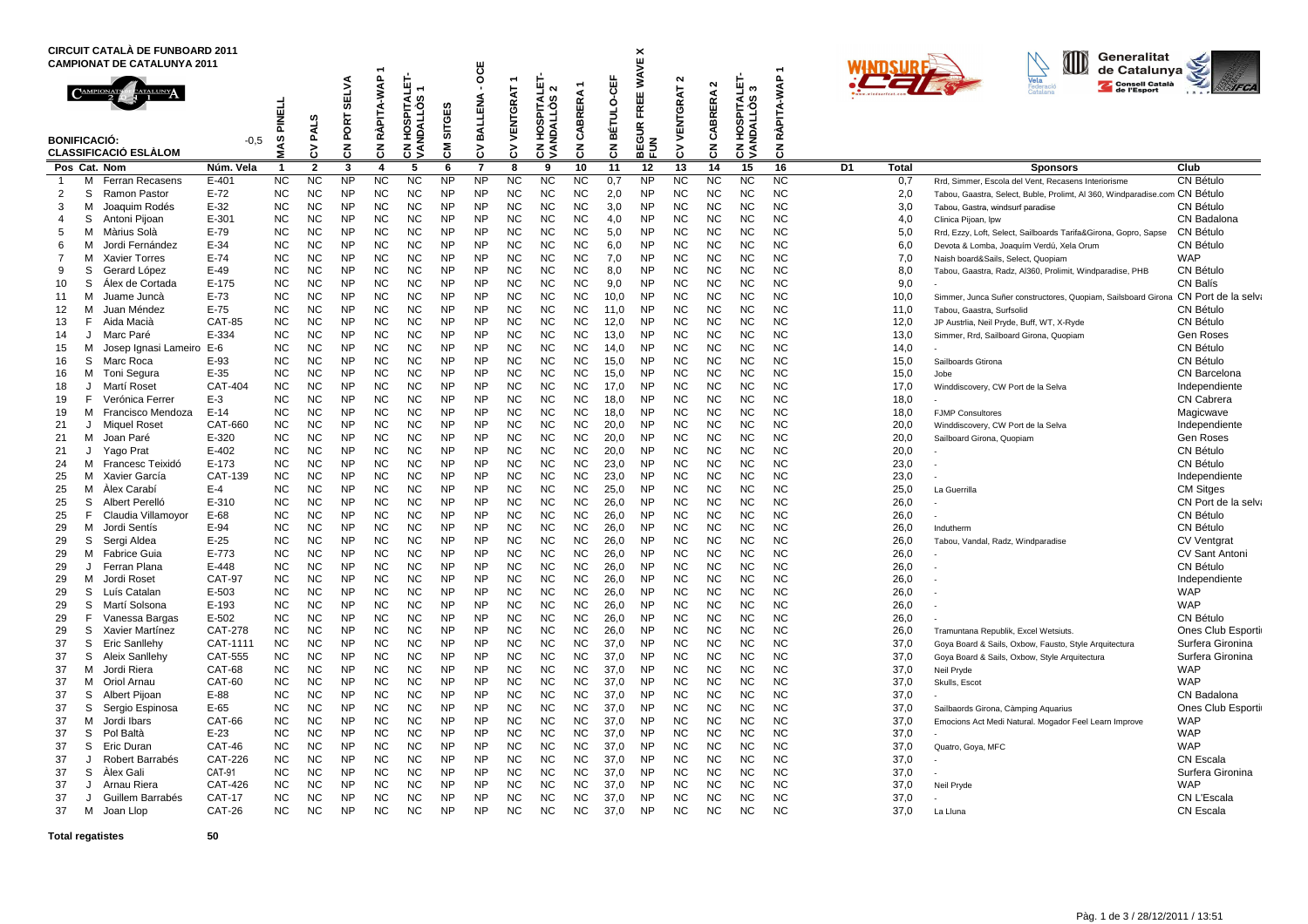# CIRCUIT CATALÀ DE FUNBOARD 2011
## CAMPIONAT DE CATALUNYA 2011

**BONIFICACIÓ:** -0,5

**CLASSIFICACIÓ ESLÀLOM**

| Pos | Cat. | Nom | Núm. Vela | 1 MAS PINELL | 2 CV PALS | 3 CN PORT SELVA | 4 CN RÀPITA-WAP 1 | 5 CN HOSPITALET-VANDALLÒS 1 | 6 CM SITGES | 7 CV BALLENA - OCE | 8 CV VENTGRAT 1 | 9 CN HOSPITALET-VANDALLÒS 2 | 10 CN CABRERA 1 | 11 CN BÉTULO-CEF | 12 BEGUR FREE WAVE X FUN | 13 CV VENTGRAT 2 | 14 CN CABRERA 2 | 15 CN HOSPITALET-VANDALLÒS 3 | 16 CN RÀPITA-WAP 1 | D1 | Total | Sponsors | Club |
|---|---|---|---|---|---|---|---|---|---|---|---|---|---|---|---|---|---|---|---|---|---|---|---|
| 1 | M | Ferran Recasens | E-401 | NC | NC | NP | NC | NC | NP | NP | NC | NC | NC | 0,7 | NP | NC | NC | NC | NC | | 0,7 | Rrd, Simmer, Escola del Vent, Recasens Interiorisme | CN Bétulo |
| 2 | S | Ramon Pastor | E-72 | NC | NC | NP | NC | NC | NP | NP | NC | NC | NC | 2,0 | NP | NC | NC | NC | NC | | 2,0 | Tabou, Gaastra, Select, Buble, Prolimt, Al 360, Windparadise.com | CN Bétulo |
| 3 | M | Joaquim Rodés | E-32 | NC | NC | NP | NC | NC | NP | NP | NC | NC | NC | 3,0 | NP | NC | NC | NC | NC | | 3,0 | Tabou, Gastra, windsurf paradise | CN Bétulo |
| 4 | S | Antoni Pijoan | E-301 | NC | NC | NP | NC | NC | NP | NP | NC | NC | NC | 4,0 | NP | NC | NC | NC | NC | | 4,0 | Clinica Pijoan, lpw | CN Badalona |
| 5 | M | Màrius Solà | E-79 | NC | NC | NP | NC | NC | NP | NP | NC | NC | NC | 5,0 | NP | NC | NC | NC | NC | | 5,0 | Rrd, Ezzy, Loft, Select, Sailboards Tarifa&Girona, Gopro, Sapse | CN Bétulo |
| 6 | M | Jordi Fernández | E-34 | NC | NC | NP | NC | NC | NP | NP | NC | NC | NC | 6,0 | NP | NC | NC | NC | NC | | 6,0 | Devota & Lomba, Joaquím Verdú, Xela Orum | CN Bétulo |
| 7 | M | Xavier Torres | E-74 | NC | NC | NP | NC | NC | NP | NP | NC | NC | NC | 7,0 | NP | NC | NC | NC | NC | | 7,0 | Naish board&Sails, Select, Quopiam | WAP |
| 9 | S | Gerard López | E-49 | NC | NC | NP | NC | NC | NP | NP | NC | NC | NC | 8,0 | NP | NC | NC | NC | NC | | 8,0 | Tabou, Gaastra, Radz, Al360, Prolimit, Windparadise, PHB | CN Bétulo |
| 10 | S | Álex de Cortada | E-175 | NC | NC | NP | NC | NC | NP | NP | NC | NC | NC | 9,0 | NP | NC | NC | NC | NC | | 9,0 | - | CN Balís |
| 11 | M | Juame Juncà | E-73 | NC | NC | NP | NC | NC | NP | NP | NC | NC | NC | 10,0 | NP | NC | NC | NC | NC | | 10,0 | Simmer, Junca Suñer constructores, Quopiam, Sailsboard Girona | CN Port de la selva |
| 12 | M | Juan Méndez | E-75 | NC | NC | NP | NC | NC | NP | NP | NC | NC | NC | 11,0 | NP | NC | NC | NC | NC | | 11,0 | Tabou, Gaastra, Surfsolid | CN Bétulo |
| 13 | F | Aida Macià | CAT-85 | NC | NC | NP | NC | NC | NP | NP | NC | NC | NC | 12,0 | NP | NC | NC | NC | NC | | 12,0 | JP Austrlia, Neil Pryde, Buff, WT, X-Ryde | CN Bétulo |
| 14 | J | Marc Paré | E-334 | NC | NC | NP | NC | NC | NP | NP | NC | NC | NC | 13,0 | NP | NC | NC | NC | NC | | 13,0 | Simmer, Rrd, Sailboard Girona, Quopiam | Gen Roses |
| 15 | M | Josep Ignasi Lameiro | E-6 | NC | NC | NP | NC | NC | NP | NP | NC | NC | NC | 14,0 | NP | NC | NC | NC | NC | | 14,0 | - | CN Bétulo |
| 16 | S | Marc Roca | E-93 | NC | NC | NP | NC | NC | NP | NP | NC | NC | NC | 15,0 | NP | NC | NC | NC | NC | | 15,0 | Sailboards Gtirona | CN Bétulo |
| 16 | M | Toni Segura | E-35 | NC | NC | NP | NC | NC | NP | NP | NC | NC | NC | 15,0 | NP | NC | NC | NC | NC | | 15,0 | Jobe | CN Barcelona |
| 18 | J | Martí Roset | CAT-404 | NC | NC | NP | NC | NC | NP | NP | NC | NC | NC | 17,0 | NP | NC | NC | NC | NC | | 17,0 | Winddiscovery, CW Port de la Selva | Independiente |
| 19 | F | Verónica Ferrer | E-3 | NC | NC | NP | NC | NC | NP | NP | NC | NC | NC | 18,0 | NP | NC | NC | NC | NC | | 18,0 | - | CN Cabrera |
| 19 | M | Francisco Mendoza | E-14 | NC | NC | NP | NC | NC | NP | NP | NC | NC | NC | 18,0 | NP | NC | NC | NC | NC | | 18,0 | FJMP Consultores | Magicwave |
| 21 | J | Miquel Roset | CAT-660 | NC | NC | NP | NC | NC | NP | NP | NC | NC | NC | 20,0 | NP | NC | NC | NC | NC | | 20,0 | Winddiscovery, CW Port de la Selva | Independiente |
| 21 | M | Joan Paré | E-320 | NC | NC | NP | NC | NC | NP | NP | NC | NC | NC | 20,0 | NP | NC | NC | NC | NC | | 20,0 | Sailboard Girona, Quopiam | Gen Roses |
| 21 | J | Yago Prat | E-402 | NC | NC | NP | NC | NC | NP | NP | NC | NC | NC | 20,0 | NP | NC | NC | NC | NC | | 20,0 | - | CN Bétulo |
| 24 | M | Francesc Teixidó | E-173 | NC | NC | NP | NC | NC | NP | NP | NC | NC | NC | 23,0 | NP | NC | NC | NC | NC | | 23,0 | - | CN Bétulo |
| 25 | M | Xavier García | CAT-139 | NC | NC | NP | NC | NC | NP | NP | NC | NC | NC | 23,0 | NP | NC | NC | NC | NC | | 23,0 | - | Independiente |
| 25 | M | Álex Carabí | E-4 | NC | NC | NP | NC | NC | NP | NP | NC | NC | NC | 25,0 | NP | NC | NC | NC | NC | | 25,0 | La Guerrilla | CM Sitges |
| 25 | S | Albert Perelló | E-310 | NC | NC | NP | NC | NC | NP | NP | NC | NC | NC | 26,0 | NP | NC | NC | NC | NC | | 26,0 | - | CN Port de la selva |
| 25 | F | Claudia Villamoyor | E-68 | NC | NC | NP | NC | NC | NP | NP | NC | NC | NC | 26,0 | NP | NC | NC | NC | NC | | 26,0 | - | CN Bétulo |
| 29 | M | Jordi Sentís | E-94 | NC | NC | NP | NC | NC | NP | NP | NC | NC | NC | 26,0 | NP | NC | NC | NC | NC | | 26,0 | Indutherm | CN Bétulo |
| 29 | S | Sergi Aldea | E-25 | NC | NC | NP | NC | NC | NP | NP | NC | NC | NC | 26,0 | NP | NC | NC | NC | NC | | 26,0 | Tabou, Vandal, Radz, Windparadise | CV Ventgrat |
| 29 | M | Fabrice Guia | E-773 | NC | NC | NP | NC | NC | NP | NP | NC | NC | NC | 26,0 | NP | NC | NC | NC | NC | | 26,0 | - | CV Sant Antoni |
| 29 | J | Ferran Plana | E-448 | NC | NC | NP | NC | NC | NP | NP | NC | NC | NC | 26,0 | NP | NC | NC | NC | NC | | 26,0 | - | CN Bétulo |
| 29 | M | Jordi Roset | CAT-97 | NC | NC | NP | NC | NC | NP | NP | NC | NC | NC | 26,0 | NP | NC | NC | NC | NC | | 26,0 | - | Independiente |
| 29 | S | Luís Catalan | E-503 | NC | NC | NP | NC | NC | NP | NP | NC | NC | NC | 26,0 | NP | NC | NC | NC | NC | | 26,0 | - | WAP |
| 29 | S | Martí Solsona | E-193 | NC | NC | NP | NC | NC | NP | NP | NC | NC | NC | 26,0 | NP | NC | NC | NC | NC | | 26,0 | - | WAP |
| 29 | F | Vanessa Bargas | E-502 | NC | NC | NP | NC | NC | NP | NP | NC | NC | NC | 26,0 | NP | NC | NC | NC | NC | | 26,0 | - | CN Bétulo |
| 29 | S | Xavier Martínez | CAT-278 | NC | NC | NP | NC | NC | NP | NP | NC | NC | NC | 26,0 | NP | NC | NC | NC | NC | | 26,0 | Tramuntana Republik, Excel Wetsiuts. | Ones Club Esportiu |
| 37 | S | Eric Sanllehy | CAT-1111 | NC | NC | NP | NC | NC | NP | NP | NC | NC | NC | 37,0 | NP | NC | NC | NC | NC | | 37,0 | Goya Board & Sails, Oxbow, Fausto, Style Arquitectura | Surfera Gironina |
| 37 | S | Aleix Sanllehy | CAT-555 | NC | NC | NP | NC | NC | NP | NP | NC | NC | NC | 37,0 | NP | NC | NC | NC | NC | | 37,0 | Goya Board & Sails, Oxbow, Style Arquitectura | Surfera Gironina |
| 37 | M | Jordi Riera | CAT-68 | NC | NC | NP | NC | NC | NP | NP | NC | NC | NC | 37,0 | NP | NC | NC | NC | NC | | 37,0 | Neil Pryde | WAP |
| 37 | M | Oriol Arnau | CAT-60 | NC | NC | NP | NC | NC | NP | NP | NC | NC | NC | 37,0 | NP | NC | NC | NC | NC | | 37,0 | Skulls, Escot | WAP |
| 37 | S | Albert Pijoan | E-88 | NC | NC | NP | NC | NC | NP | NP | NC | NC | NC | 37,0 | NP | NC | NC | NC | NC | | 37,0 | - | CN Badalona |
| 37 | S | Sergio Espinosa | E-65 | NC | NC | NP | NC | NC | NP | NP | NC | NC | NC | 37,0 | NP | NC | NC | NC | NC | | 37,0 | Sailbaords Girona, Càmping Aquarius | Ones Club Esportiu |
| 37 | M | Jordi Ibars | CAT-66 | NC | NC | NP | NC | NC | NP | NP | NC | NC | NC | 37,0 | NP | NC | NC | NC | NC | | 37,0 | Emocions Act Medi Natural. Mogador Feel Learn Improve | WAP |
| 37 | S | Pol Baltà | E-23 | NC | NC | NP | NC | NC | NP | NP | NC | NC | NC | 37,0 | NP | NC | NC | NC | NC | | 37,0 | - | WAP |
| 37 | S | Eric Duran | CAT-46 | NC | NC | NP | NC | NC | NP | NP | NC | NC | NC | 37,0 | NP | NC | NC | NC | NC | | 37,0 | Quatro, Goya, MFC | WAP |
| 37 | J | Robert Barrabés | CAT-226 | NC | NC | NP | NC | NC | NP | NP | NC | NC | NC | 37,0 | NP | NC | NC | NC | NC | | 37,0 | - | CN Escala |
| 37 | S | Àlex Gali | CAT-91 | NC | NC | NP | NC | NC | NP | NP | NC | NC | NC | 37,0 | NP | NC | NC | NC | NC | | 37,0 | - | Surfera Gironina |
| 37 | J | Arnau Riera | CAT-426 | NC | NC | NP | NC | NC | NP | NP | NC | NC | NC | 37,0 | NP | NC | NC | NC | NC | | 37,0 | Neil Pryde | WAP |
| 37 | J | Guillem Barrabés | CAT-17 | NC | NC | NP | NC | NC | NP | NP | NC | NC | NC | 37,0 | NP | NC | NC | NC | NC | | 37,0 | - | CN L'Escala |
| 37 | M | Joan Llop | CAT-26 | NC | NC | NP | NC | NC | NP | NP | NC | NC | NC | 37,0 | NP | NC | NC | NC | NC | | 37,0 | La Lluna | CN Escala |

**Total regatistes** 50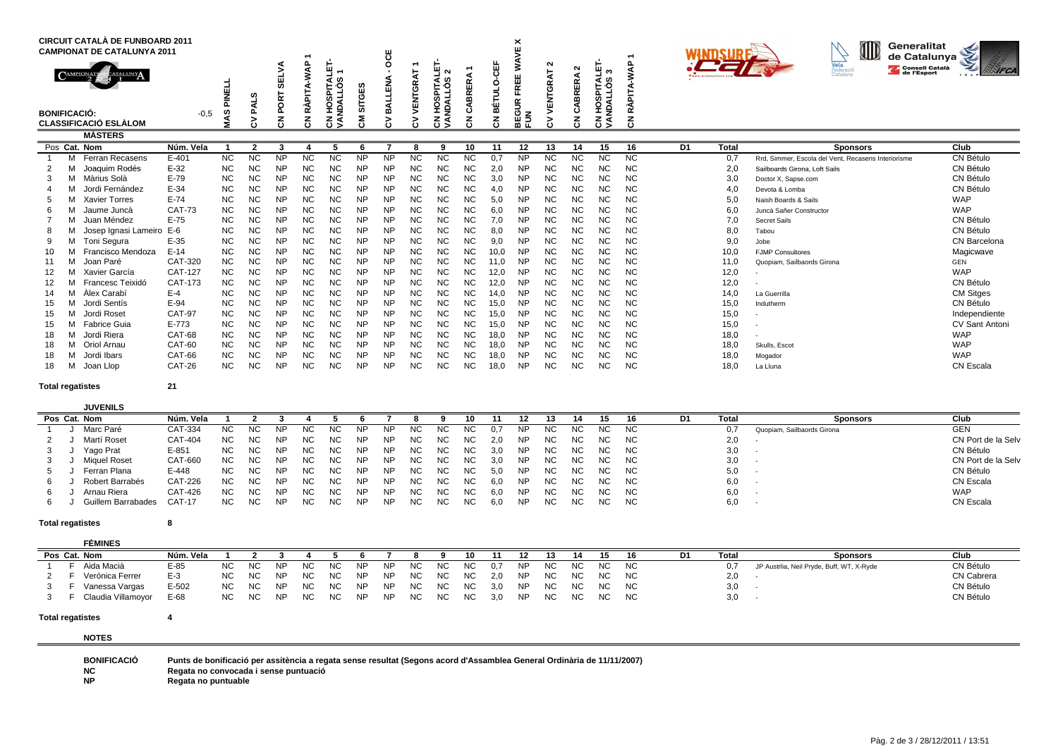**CIRCUIT CATALÀ DE FUNBOARD 2011**
**CAMPIONAT DE CATALUNYA 2011**

**BONIFICACIÓ:** -0,5
**CLASSIFICACIÓ ESLÀLOM**

Regates: 1 = MAS PINELL; 2 = CV PALS; 3 = CN PORT SELVA; 4 = CN RÀPITA-WAP 1; 5 = CN HOSPITALET-VANDALLÒS 1; 6 = CM SITGES; 7 = CV BALLENA - OCE; 8 = CV VENTGRAT 1; 9 = CN HOSPITALET-VANDALLÒS 2; 10 = CN CABRERA 1; 11 = CN BÉTULO-CEF; 12 = BEGUR FREE WAVE X FUN; 13 = CV VENTGRAT 2; 14 = CN CABRERA 2; 15 = CN HOSPITALET-VANDALLÒS 3; 16 = CN RÀPITA-WAP 1

## MÀSTERS

| Pos | Cat. | Nom | Núm. Vela | 1 | 2 | 3 | 4 | 5 | 6 | 7 | 8 | 9 | 10 | 11 | 12 | 13 | 14 | 15 | 16 | D1 | Total | Sponsors | Club |
|---|---|---|---|---|---|---|---|---|---|---|---|---|---|---|---|---|---|---|---|---|---|---|---|
| 1 | M | Ferran Recasens | E-401 | NC | NC | NP | NC | NC | NP | NP | NC | NC | NC | 0,7 | NP | NC | NC | NC | NC | | 0,7 | Rrd, Simmer, Escola del Vent, Recasens Interiorisme | CN Bétulo |
| 2 | M | Joaquim Rodés | E-32 | NC | NC | NP | NC | NC | NP | NP | NC | NC | NC | 2,0 | NP | NC | NC | NC | NC | | 2,0 | Sailboards Girona, Loft Sails | CN Bétulo |
| 3 | M | Màrius Solà | E-79 | NC | NC | NP | NC | NC | NP | NP | NC | NC | NC | 3,0 | NP | NC | NC | NC | NC | | 3,0 | Doctor X, Sapse.com | CN Bétulo |
| 4 | M | Jordi Fernández | E-34 | NC | NC | NP | NC | NC | NP | NP | NC | NC | NC | 4,0 | NP | NC | NC | NC | NC | | 4,0 | Devota & Lomba | CN Bétulo |
| 5 | M | Xavier Torres | E-74 | NC | NC | NP | NC | NC | NP | NP | NC | NC | NC | 5,0 | NP | NC | NC | NC | NC | | 5,0 | Naish Boards & Sails | WAP |
| 6 | M | Jaume Juncà | CAT-73 | NC | NC | NP | NC | NC | NP | NP | NC | NC | NC | 6,0 | NP | NC | NC | NC | NC | | 6,0 | Juncà Sañer Constructor | WAP |
| 7 | M | Juan Méndez | E-75 | NC | NC | NP | NC | NC | NP | NP | NC | NC | NC | 7,0 | NP | NC | NC | NC | NC | | 7,0 | Secret Sails | CN Bétulo |
| 8 | M | Josep Ignasi Lameiro | E-6 | NC | NC | NP | NC | NC | NP | NP | NC | NC | NC | 8,0 | NP | NC | NC | NC | NC | | 8,0 | Tabou | CN Bétulo |
| 9 | M | Toni Segura | E-35 | NC | NC | NP | NC | NC | NP | NP | NC | NC | NC | 9,0 | NP | NC | NC | NC | NC | | 9,0 | Jobe | CN Barcelona |
| 10 | M | Francisco Mendoza | E-14 | NC | NC | NP | NC | NC | NP | NP | NC | NC | NC | 10,0 | NP | NC | NC | NC | NC | | 10,0 | FJMP Consultores | Magicwave |
| 11 | M | Joan Paré | CAT-320 | NC | NC | NP | NC | NC | NP | NP | NC | NC | NC | 11,0 | NP | NC | NC | NC | NC | | 11,0 | Quopiam, Sailbaords Girona | GEN |
| 12 | M | Xavier García | CAT-127 | NC | NC | NP | NC | NC | NP | NP | NC | NC | NC | 12,0 | NP | NC | NC | NC | NC | | 12,0 | - | WAP |
| 12 | M | Francesc Teixidó | CAT-173 | NC | NC | NP | NC | NC | NP | NP | NC | NC | NC | 12,0 | NP | NC | NC | NC | NC | | 12,0 | - | CN Bétulo |
| 14 | M | Àlex Carabí | E-4 | NC | NC | NP | NC | NC | NP | NP | NC | NC | NC | 14,0 | NP | NC | NC | NC | NC | | 14,0 | La Guerrilla | CM Sitges |
| 15 | M | Jordi Sentís | E-94 | NC | NC | NP | NC | NC | NP | NP | NC | NC | NC | 15,0 | NP | NC | NC | NC | NC | | 15,0 | Indutherm | CN Bétulo |
| 15 | M | Jordi Roset | CAT-97 | NC | NC | NP | NC | NC | NP | NP | NC | NC | NC | 15,0 | NP | NC | NC | NC | NC | | 15,0 | - | Independiente |
| 15 | M | Fabrice Guia | E-773 | NC | NC | NP | NC | NC | NP | NP | NC | NC | NC | 15,0 | NP | NC | NC | NC | NC | | 15,0 | - | CV Sant Antoni |
| 18 | M | Jordi Riera | CAT-68 | NC | NC | NP | NC | NC | NP | NP | NC | NC | NC | 18,0 | NP | NC | NC | NC | NC | | 18,0 | - | WAP |
| 18 | M | Oriol Arnau | CAT-60 | NC | NC | NP | NC | NC | NP | NP | NC | NC | NC | 18,0 | NP | NC | NC | NC | NC | | 18,0 | Skulls, Escot | WAP |
| 18 | M | Jordi Ibars | CAT-66 | NC | NC | NP | NC | NC | NP | NP | NC | NC | NC | 18,0 | NP | NC | NC | NC | NC | | 18,0 | Mogador | WAP |
| 18 | M | Joan Llop | CAT-26 | NC | NC | NP | NC | NC | NP | NP | NC | NC | NC | 18,0 | NP | NC | NC | NC | NC | | 18,0 | La Lluna | CN Escala |

**Total regatistes** 21

## JUVENILS

| Pos | Cat. | Nom | Núm. Vela | 1 | 2 | 3 | 4 | 5 | 6 | 7 | 8 | 9 | 10 | 11 | 12 | 13 | 14 | 15 | 16 | D1 | Total | Sponsors | Club |
|---|---|---|---|---|---|---|---|---|---|---|---|---|---|---|---|---|---|---|---|---|---|---|---|
| 1 | J | Marc Paré | CAT-334 | NC | NC | NP | NC | NC | NP | NP | NC | NC | NC | 0,7 | NP | NC | NC | NC | NC | | 0,7 | Quopiam, Sailbaords Girona | GEN |
| 2 | J | Martí Roset | CAT-404 | NC | NC | NP | NC | NC | NP | NP | NC | NC | NC | 2,0 | NP | NC | NC | NC | NC | | 2,0 | - | CN Port de la Selv |
| 3 | J | Yago Prat | E-851 | NC | NC | NP | NC | NC | NP | NP | NC | NC | NC | 3,0 | NP | NC | NC | NC | NC | | 3,0 | - | CN Bétulo |
| 3 | J | Miquel Roset | CAT-660 | NC | NC | NP | NC | NC | NP | NP | NC | NC | NC | 3,0 | NP | NC | NC | NC | NC | | 3,0 | - | CN Port de la Selv |
| 5 | J | Ferran Plana | E-448 | NC | NC | NP | NC | NC | NP | NP | NC | NC | NC | 5,0 | NP | NC | NC | NC | NC | | 5,0 | - | CN Bétulo |
| 6 | J | Robert Barrabés | CAT-226 | NC | NC | NP | NC | NC | NP | NP | NC | NC | NC | 6,0 | NP | NC | NC | NC | NC | | 6,0 | - | CN Escala |
| 6 | J | Arnau Riera | CAT-426 | NC | NC | NP | NC | NC | NP | NP | NC | NC | NC | 6,0 | NP | NC | NC | NC | NC | | 6,0 | - | WAP |
| 6 | J | Guillem Barrabades | CAT-17 | NC | NC | NP | NC | NC | NP | NP | NC | NC | NC | 6,0 | NP | NC | NC | NC | NC | | 6,0 | - | CN Escala |

**Total regatistes** 8

## FÈMINES

| Pos | Cat. | Nom | Núm. Vela | 1 | 2 | 3 | 4 | 5 | 6 | 7 | 8 | 9 | 10 | 11 | 12 | 13 | 14 | 15 | 16 | D1 | Total | Sponsors | Club |
|---|---|---|---|---|---|---|---|---|---|---|---|---|---|---|---|---|---|---|---|---|---|---|---|
| 1 | F | Aida Macià | E-85 | NC | NC | NP | NC | NC | NP | NP | NC | NC | NC | 0,7 | NP | NC | NC | NC | NC | | 0,7 | JP Austrlia, Neil Pryde, Buff, WT, X-Ryde | CN Bétulo |
| 2 | F | Verónica Ferrer | E-3 | NC | NC | NP | NC | NC | NP | NP | NC | NC | NC | 2,0 | NP | NC | NC | NC | NC | | 2,0 | - | CN Cabrera |
| 3 | F | Vanessa Vargas | E-502 | NC | NC | NP | NC | NC | NP | NP | NC | NC | NC | 3,0 | NP | NC | NC | NC | NC | | 3,0 | - | CN Bétulo |
| 3 | F | Claudia Villamoyor | E-68 | NC | NC | NP | NC | NC | NP | NP | NC | NC | NC | 3,0 | NP | NC | NC | NC | NC | | 3,0 | - | CN Bétulo |

**Total regatistes** 4

## NOTES

**BONIFICACIÓ** — **Punts de bonificació per assistència a regata sense resultat (Segons acord d'Assamblea General Ordinària de 11/11/2007)**
**NC** — **Regata no convocada i sense puntuació**
**NP** — **Regata no puntuable**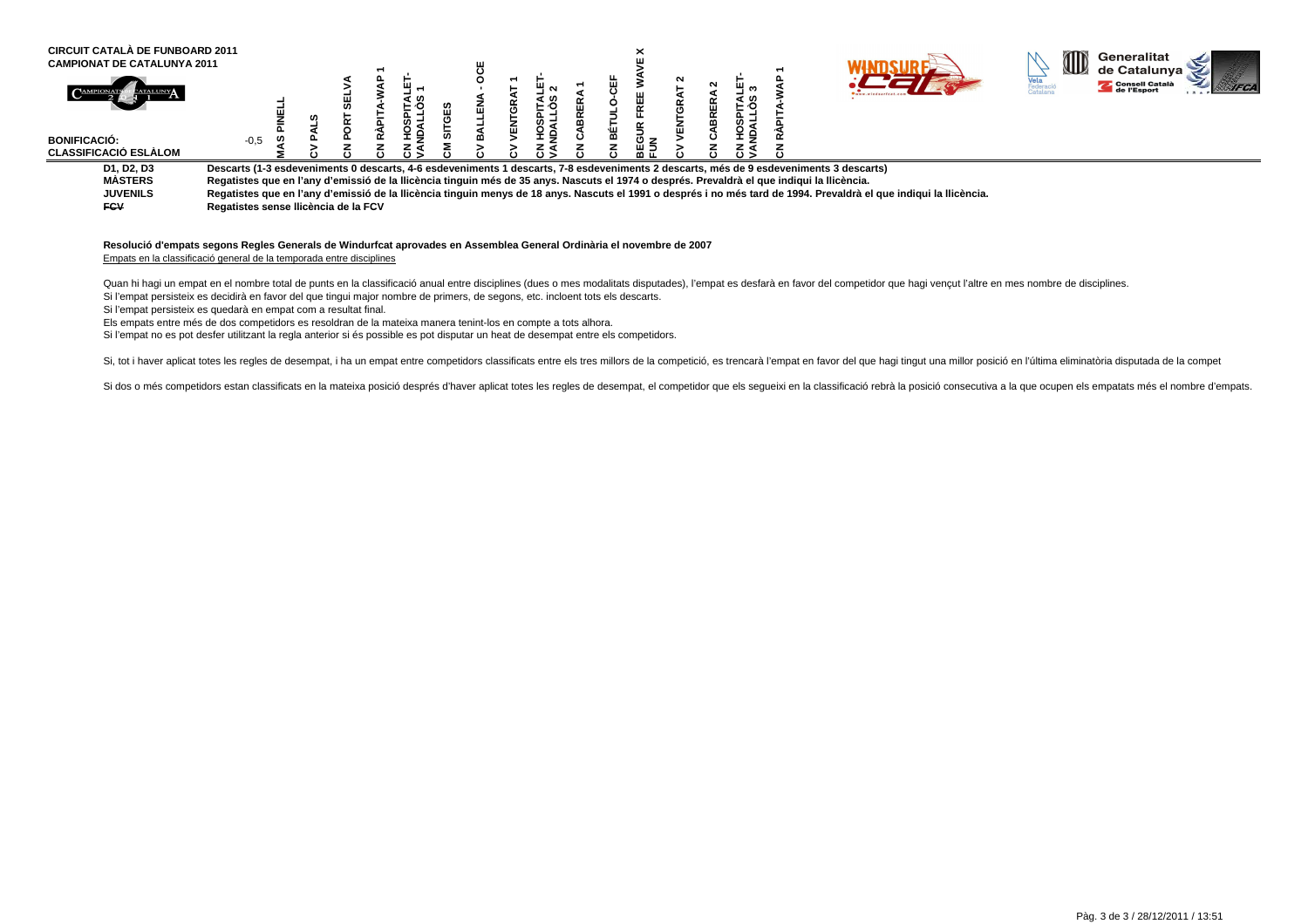**CIRCUIT CATALÀ DE FUNBOARD 2011**
**CAMPIONAT DE CATALUNYA 2011**

| BONIFICACIÓ: CLASSIFICACIÓ ESLÀLOM | MAS PINELL | CV PALS | CN PORT SELVA | CN RÀPITA-WAP 1 | CN HOSPITALET-VANDALLÒS 1 | CM SITGES | CV BALLENA - OCE | CV VENTGRAT 1 | CN HOSPITALET-VANDALLÒS 2 | CN CABRERA 1 | CN BÉTULO-CEF | BEGUR FREE WAVE X FUN | CV VENTGRAT 2 | CN CABRERA 2 | CN HOSPITALET-VANDALLÒS 3 | CN RÀPITA-WAP 1 |
|---|---|---|---|---|---|---|---|---|---|---|---|---|---|---|---|---|
| -0,5 | | | | | | | | | | | | | | | | |

| | |
|---|---|
| D1, D2, D3 | Descarts (1-3 esdeveniments 0 descarts, 4-6 esdeveniments 1 descarts, 7-8 esdeveniments 2 descarts, més de 9 esdeveniments 3 descarts) |
| MÀSTERS | Regatistes que en l'any d'emissió de la llicència tinguin més de 35 anys. Nascuts el 1974 o després. Prevaldrà el que indiqui la llicència. |
| JUVENILS | Regatistes que en l'any d'emissió de la llicència tinguin menys de 18 anys. Nascuts el 1991 o després i no més tard de 1994. Prevaldrà el que indiqui la llicència. |
| ~~FCV~~ | Regatistes sense llicència de la FCV |

**Resolució d'empats segons Regles Generals de Windurfcat aprovades en Assemblea General Ordinària el novembre de 2007**

Empats en la classificació general de la temporada entre disciplines

Quan hi hagi un empat en el nombre total de punts en la classificació anual entre disciplines (dues o mes modalitats disputades), l'empat es desfarà en favor del competidor que hagi vençut l'altre en mes nombre de disciplines.

Si l'empat persisteix es decidirà en favor del que tingui major nombre de primers, de segons, etc. incloent tots els descarts.

Si l'empat persisteix es quedarà en empat com a resultat final.

Els empats entre més de dos competidors es resoldran de la mateixa manera tenint-los en compte a tots alhora.

Si l'empat no es pot desfer utilitzant la regla anterior si és possible es pot disputar un heat de desempat entre els competidors.

Si, tot i haver aplicat totes les regles de desempat, i ha un empat entre competidors classificats entre els tres millors de la competició, es trencarà l'empat en favor del que hagi tingut una millor posició en l'última eliminatòria disputada de la compet

Si dos o més competidors estan classificats en la mateixa posició després d'haver aplicat totes les regles de desempat, el competidor que els segueixi en la classificació rebrà la posició consecutiva a la que ocupen els empatats més el nombre d'empats.